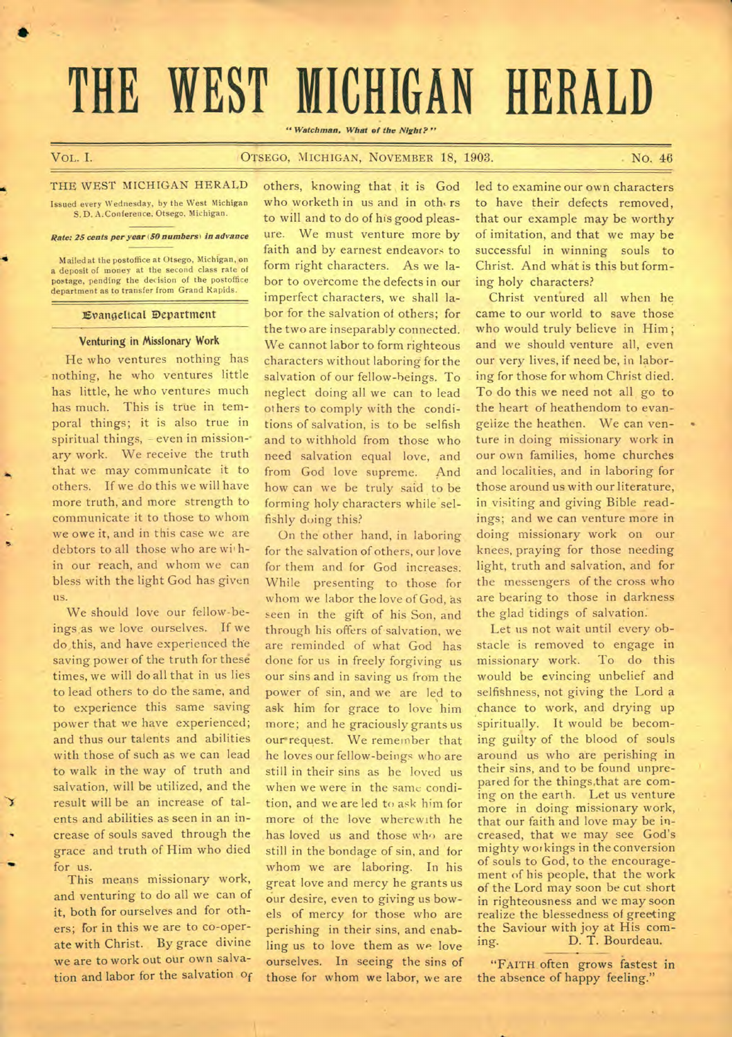# THE WEST MICHIGAN HERALD

*"Watchman, What of the Night?"*

VOL. I. OTSEGO, MICHIGAN, NOVEMBER 18, 1903. NO. 46

THE WEST MICHIGAN HERALD

Issued every Wednesday, by the West Michigan S. D. A. Conference. Otsego, Michigan.

*Rate: 25 cents per year (50 numbers) in advance*

Mailed at the postoffice at Otsego, Michigan, on a deposit of money at the second class rate of postage, pending the decision of the postoffice department as to transfer from Grand Rapids.

## Evangelical Department

### Venturing in Missionary Work

He who ventures nothing has nothing, he who ventures little has little, he who ventures much has much. This is true in temporal things; it is also true in spiritual things, — even in missionary work. We receive the truth that we may communicate it to others. If we do this we will have more truth, and more strength to communicate it to those to whom we owe it, and in this case we are debtors to all those who are within our reach, and whom we can bless with the light God has given us.

We should love our fellow-beings as we love ourselves. If we do this, and have experienced the saving power of the truth for these times, we will do all that in us lies to lead others to do the same, and to experience this same saving power that we have experienced; and thus our talents and abilities with those of such as we can lead to walk in the way of truth and salvation, will be utilized, and the result will be an increase of talents and abilities as seen in an increase of souls saved through the grace and truth of Him who died for us.

This means missionary work, and venturing to do all we can of it, both for ourselves and for others; for in this we are to co-operate with Christ. By grace divine we are to work out our own salvation and labor for the salvation of others, knowing that it is God who worketh in us and in others to will and to do of his good pleasure. We must venture more by faith and by earnest endeavors to form right characters. As we labor to overcome the defects in our imperfect characters, we shall labor for the salvation of others; for the two are inseparably connected. We cannot labor to form righteous characters without laboring for the salvation of our fellow-beings. To neglect doing all we can to lead others to comply with the conditions of salvation, is to be selfish and to withhold from those who need salvation equal love, and from God love supreme. And how can we be truly said to be forming holy characters while selfishly doing this?

On the other hand, in laboring for the salvation of others, our love for them and for God increases. While presenting to those for whom we labor the love of God, as seen in the gift of his Son, and through his offers of salvation, we are reminded of what God has done for us in freely forgiving us our sins and in saving us from the power of sin, and we are led to ask him for grace to love him more; and he graciously grants us our request. We remember that he loves our fellow-beings who are still in their sins as he loved us when we were in the same condition, and we are led to ask him for more of the love wherewith he has loved us and those who are still in the bondage of sin, and for whom we are laboring. In his great love and mercy he grants us our desire, even to giving us bowels of mercy for those who are perishing in their sins, and enabling us to love them as we love ourselves. In seeing the sins of those for whom we labor, we are led to examine our own characters to have their defects removed, that our example may be worthy of imitation, and that we may be successful in winning souls to Christ. And what is this but forming holy characters?

Christ ventured all when he came to our world to save those who would truly believe in Him; and we should venture all, even our very lives, if need be, in laboring for those for whom Christ died. To do this we need not all go to the heart of heathendom to evangelize the heathen. We can venture in doing missionary work in our own families, home churches and localities, and in laboring for those around us with our literature, in visiting and giving Bible readings; and we can venture more in doing missionary work on our knees, praying for those needing light, truth and salvation, and for the messengers of the cross who are bearing to those in darkness the glad tidings of salvation.

Let us not wait until every obstacle is removed to engage in missionary work. To do this would be evincing unbelief and selfishness, not giving the Lord a chance to work, and drying up spiritually. It would be becoming guilty of the blood of souls around us who are perishing in their sins, and to be found unprepared for the things that are coming on the earth. Let us venture more in doing missionary work, that our faith and love may be increased, that we may see God's mighty workings in the conversion of souls to God, to the encouragement of his people, that the work of the Lord may soon be cut short in righteousness and we may soon realize the blessedness of greeting the Saviour with joy at His coming.

D. T. Bourdeau.

"FAITH often grows fastest in the absence of happy feeling."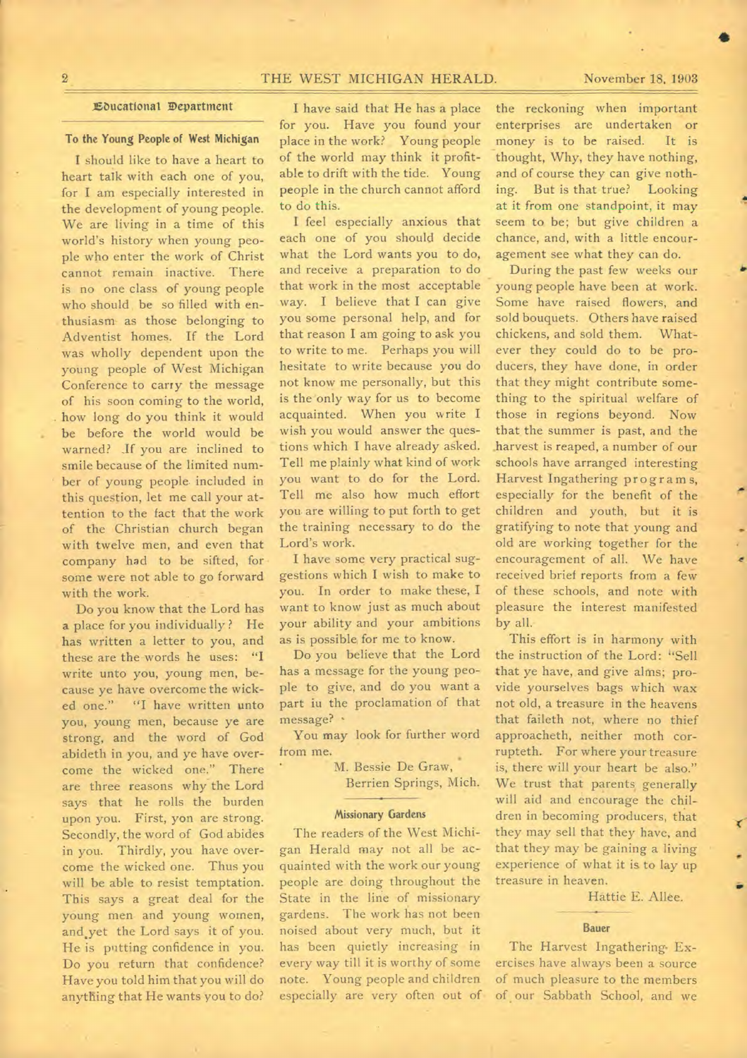## Educational Department

### To the Young People of West Michigan

I should like to have a heart to heart talk with each one of you, for I am especially interested in the development of young people. We are living in a time of this world's history when young people who enter the work of Christ cannot remain inactive. There is no one class of young people who should be so filled with enthusiasm as those belonging to Adventist homes. If the Lord was wholly dependent upon the young people of West Michigan Conference to carry the message of his soon coming to the world, how long do you think it would be before the world would be warned? If you are inclined to smile because of the limited number of young people included in this question, let me call your attention to the fact that the work of the Christian church began with twelve men, and even that company had to be sifted, for some were not able to go forward with the work.

Do you know that the Lord has a place for you individually? He has written a letter to you, and these are the words he uses: "I write unto you, young men, because ye have overcome the wicked one." "I have written unto you, young men, because ye are strong, and the word of God abideth in you, and ye have overcome the wicked one." There are three reasons why the Lord says that he rolls the burden upon you. First, yon are strong. Secondly, the word of God abides in you. Thirdly, you have overcome the wicked one. Thus you will be able to resist temptation. This says a great deal for the young men and young women, and yet the Lord says it of you. He is putting confidence in you. Do you return that confidence? Have you told him that you will do anything that He wants you to do?

I have said that He has a place for you. Have you found your place in the work? Young people of the world may think it profitable to drift with the tide. Young people in the church cannot afford to do this.

I feel especially anxious that each one of you should decide what the Lord wants you to do, and receive a preparation to do that work in the most acceptable way. I believe that I can give you some personal help, and for that reason I am going to ask you to write to me. Perhaps you will hesitate to write because you do not know me personally, but this is the only way for us to become acquainted. When you write I wish you would answer the questions which I have already asked. Tell me plainly what kind of work you want to do for the Lord. Tell me also how much effort you are willing to put forth to get the training necessary to do the Lord's work.

I have some very practical suggestions which I wish to make to you. In order to make these, I want to know just as much about your ability and your ambitions as is possible for me to know.

Do you believe that the Lord has a message for the young people to give, and do you want a part in the proclamation of that message?

You may look for further word from me.

M. Bessie De Graw,
Berrien Springs, Mich.

### Missionary Gardens

The readers of the West Michigan Herald may not all be acquainted with the work our young people are doing throughout the State in the line of missionary gardens. The work has not been noised about very much, but it has been quietly increasing in every way till it is worthy of some note. Young people and children especially are very often out of the reckoning when important enterprises are undertaken or money is to be raised. It is thought, Why, they have nothing, and of course they can give nothing. But is that true? Looking at it from one standpoint, it may seem to be; but give children a chance, and, with a little encouragement see what they can do.

During the past few weeks our young people have been at work. Some have raised flowers, and sold bouquets. Others have raised chickens, and sold them. Whatever they could do to be producers, they have done, in order that they might contribute something to the spiritual welfare of those in regions beyond. Now that the summer is past, and the harvest is reaped, a number of our schools have arranged interesting Harvest Ingathering programs, especially for the benefit of the children and youth, but it is gratifying to note that young and old are working together for the encouragement of all. We have received brief reports from a few of these schools, and note with pleasure the interest manifested by all.

This effort is in harmony with the instruction of the Lord: "Sell that ye have, and give alms; provide yourselves bags which wax not old, a treasure in the heavens that faileth not, where no thief approacheth, neither moth corrupteth. For where your treasure is, there will your heart be also." We trust that parents generally will aid and encourage the children in becoming producers, that they may sell that they have, and that they may be gaining a living experience of what it is to lay up treasure in heaven.

Hattie E. Allee.

### Bauer

The Harvest Ingathering Exercises have always been a source of much pleasure to the members of our Sabbath School, and we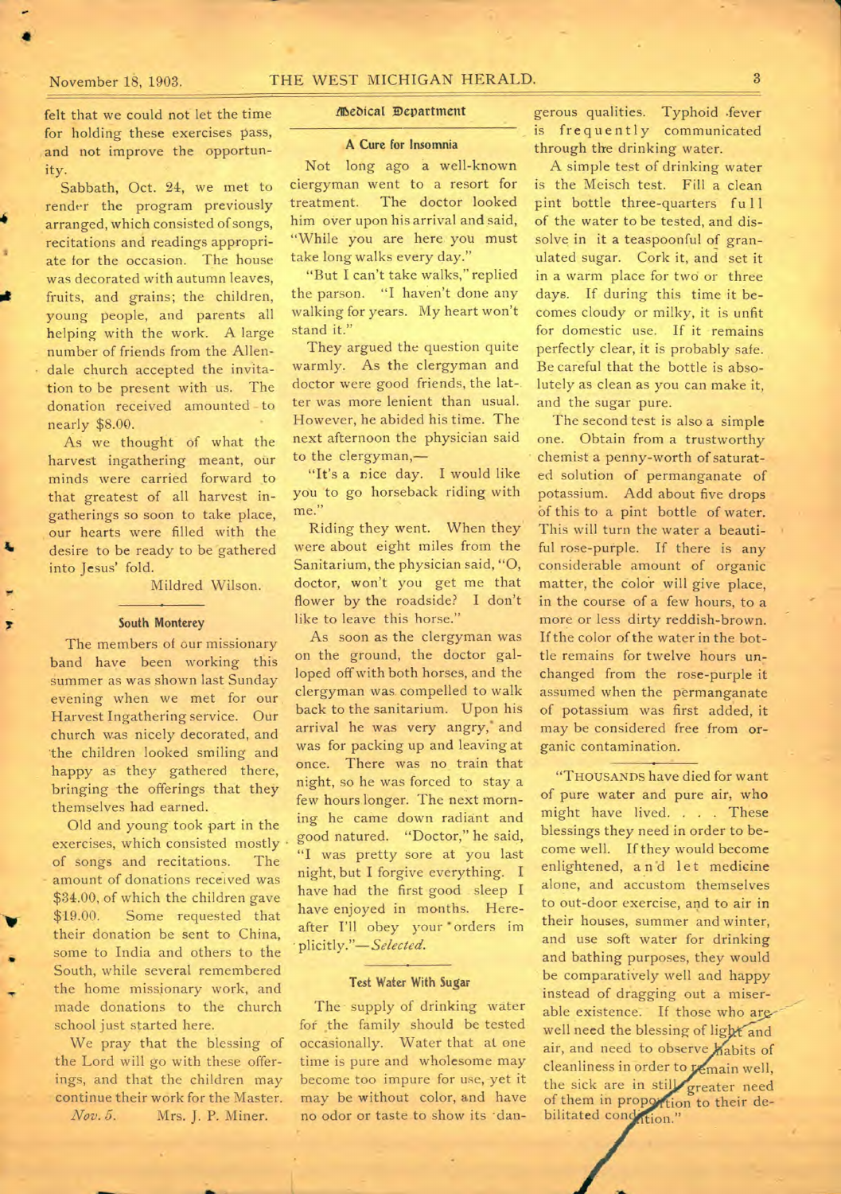felt that we could not let the time for holding these exercises pass, and not improve the opportunity.

Sabbath, Oct. 24, we met to render the program previously arranged, which consisted of songs, recitations and readings appropriate for the occasion. The house was decorated with autumn leaves, fruits, and grains; the children, young people, and parents all helping with the work. A large number of friends from the Allendale church accepted the invitation to be present with us. The donation received amounted to nearly $8.00.

As we thought of what the harvest ingathering meant, our minds were carried forward to that greatest of all harvest ingatherings so soon to take place, our hearts were filled with the desire to be ready to be gathered into Jesus' fold.

Mildred Wilson.

### South Monterey

The members of our missionary band have been working this summer as was shown last Sunday evening when we met for our Harvest Ingathering service. Our church was nicely decorated, and the children looked smiling and happy as they gathered there, bringing the offerings that they themselves had earned.

Old and young took part in the exercises, which consisted mostly of songs and recitations. The amount of donations received was $34.00, of which the children gave $19.00. Some requested that their donation be sent to China, some to India and others to the South, while several remembered the home missionary work, and made donations to the church school just started here.

We pray that the blessing of the Lord will go with these offerings, and that the children may continue their work for the Master.

*Nov. 5.* Mrs. J. P. Miner.

## Medical Department

### A Cure for Insomnia

Not long ago a well-known clergyman went to a resort for treatment. The doctor looked him over upon his arrival and said, "While you are here you must take long walks every day."

"But I can't take walks," replied the parson. "I haven't done any walking for years. My heart won't stand it."

They argued the question quite warmly. As the clergyman and doctor were good friends, the latter was more lenient than usual. However, he abided his time. The next afternoon the physician said to the clergyman,—

"It's a nice day. I would like you to go horseback riding with me."

Riding they went. When they were about eight miles from the Sanitarium, the physician said, "O, doctor, won't you get me that flower by the roadside? I don't like to leave this horse."

As soon as the clergyman was on the ground, the doctor galloped off with both horses, and the clergyman was compelled to walk back to the sanitarium. Upon his arrival he was very angry, and was for packing up and leaving at once. There was no train that night, so he was forced to stay a few hours longer. The next morning he came down radiant and good natured. "Doctor," he said, "I was pretty sore at you last night, but I forgive everything. I have had the first good sleep I have enjoyed in months. Hereafter I'll obey your orders implicitly."—*Selected.*

### Test Water With Sugar

The supply of drinking water for the family should be tested occasionally. Water that at one time is pure and wholesome may become too impure for use, yet it may be without color, and have no odor or taste to show its dangerous qualities. Typhoid fever is frequently communicated through the drinking water.

A simple test of drinking water is the Meisch test. Fill a clean pint bottle three-quarters full of the water to be tested, and dissolve in it a teaspoonful of granulated sugar. Cork it, and set it in a warm place for two or three days. If during this time it becomes cloudy or milky, it is unfit for domestic use. If it remains perfectly clear, it is probably safe. Be careful that the bottle is absolutely as clean as you can make it, and the sugar pure.

The second test is also a simple one. Obtain from a trustworthy chemist a penny-worth of saturated solution of permanganate of potassium. Add about five drops of this to a pint bottle of water. This will turn the water a beautiful rose-purple. If there is any considerable amount of organic matter, the color will give place, in the course of a few hours, to a more or less dirty reddish-brown. If the color of the water in the bottle remains for twelve hours unchanged from the rose-purple it assumed when the permanganate of potassium was first added, it may be considered free from organic contamination.

"THOUSANDS have died for want of pure water and pure air, who might have lived. . . . These blessings they need in order to become well. If they would become enlightened, and let medicine alone, and accustom themselves to out-door exercise, and to air in their houses, summer and winter, and use soft water for drinking and bathing purposes, they would be comparatively well and happy instead of dragging out a miserable existence. If those who are well need the blessing of light and air, and need to observe habits of cleanliness in order to remain well, the sick are in still greater need of them in proportion to their debilitated condition."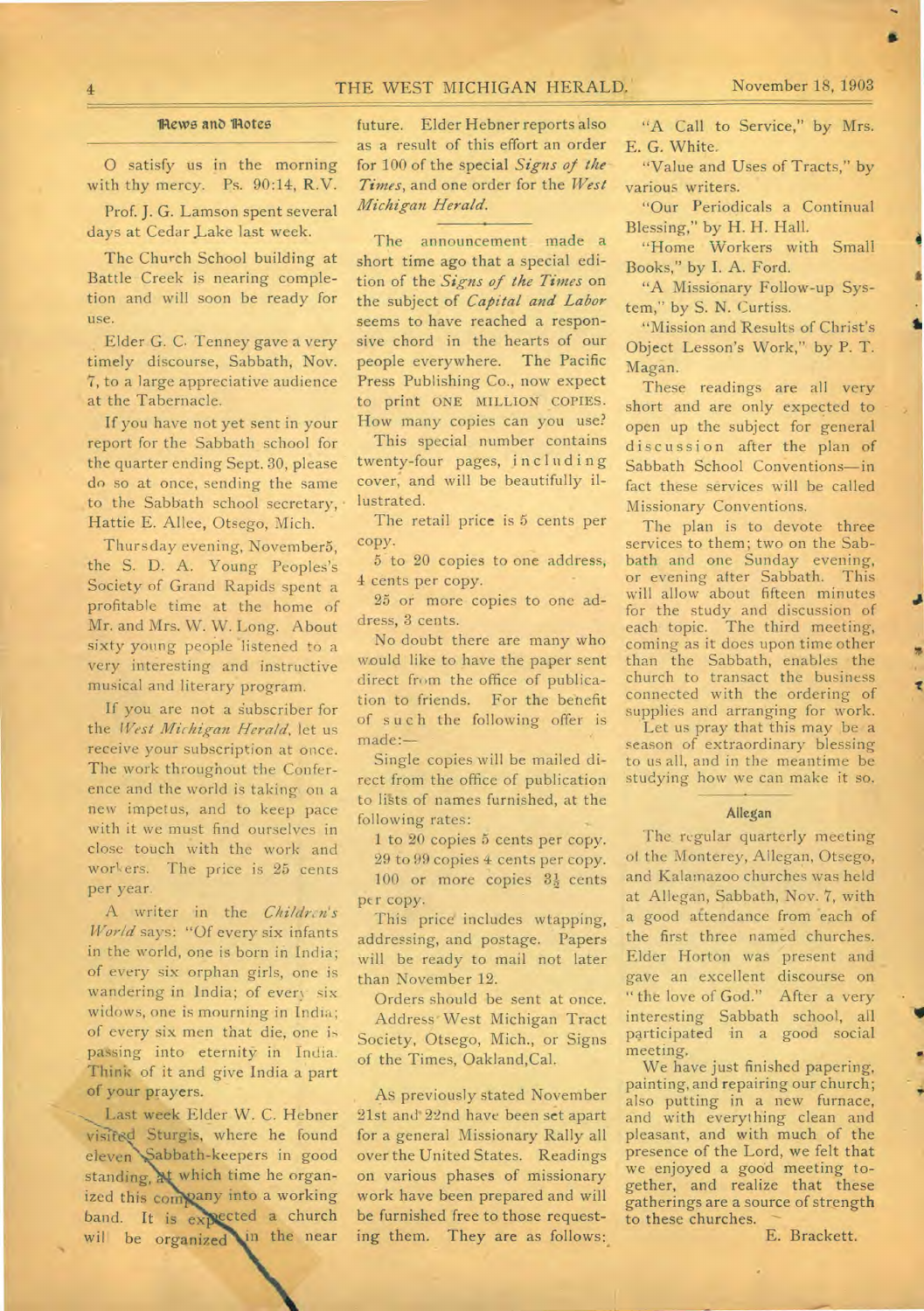## News and Notes

O satisfy us in the morning with thy mercy. Ps. 90:14, R.V.

Prof. J. G. Lamson spent several days at Cedar Lake last week.

The Church School building at Battle Creek is nearing completion and will soon be ready for use.

Elder G. C. Tenney gave a very timely discourse, Sabbath, Nov. 7, to a large appreciative audience at the Tabernacle.

If you have not yet sent in your report for the Sabbath school for the quarter ending Sept. 30, please do so at once, sending the same to the Sabbath school secretary, Hattie E. Allee, Otsego, Mich.

Thursday evening, November5, the S. D. A. Young Peoples's Society of Grand Rapids spent a profitable time at the home of Mr. and Mrs. W. W. Long. About sixty young people listened to a very interesting and instructive musical and literary program.

If you are not a subscriber for the *West Michigan Herald*, let us receive your subscription at once. The work throughout the Conference and the world is taking on a new impetus, and to keep pace with it we must find ourselves in close touch with the work and workers. The price is 25 cents per year.

A writer in the *Children's World* says: "Of every six infants in the world, one is born in India; of every six orphan girls, one is wandering in India; of every six widows, one is mourning in India; of every six men that die, one is passing into eternity in India. Think of it and give India a part of your prayers.

Last week Elder W. C. Hebner visited Sturgis, where he found eleven Sabbath-keepers in good standing, at which time he organized this company into a working band. It is expected a church will be organized in the near future. Elder Hebner reports also as a result of this effort an order for 100 of the special *Signs of the Times*, and one order for the *West Michigan Herald*.

The announcement made a short time ago that a special edition of the *Signs of the Times* on the subject of *Capital and Labor* seems to have reached a responsive chord in the hearts of our people everywhere. The Pacific Press Publishing Co., now expect to print ONE MILLION COPIES. How many copies can you use?

This special number contains twenty-four pages, including cover, and will be beautifully illustrated.

The retail price is 5 cents per copy.

5 to 20 copies to one address, 4 cents per copy.

25 or more copies to one address, 3 cents.

No doubt there are many who would like to have the paper sent direct from the office of publication to friends. For the benefit of such the following offer is made:—

Single copies will be mailed direct from the office of publication to lists of names furnished, at the following rates:

1 to 20 copies 5 cents per copy.

29 to 99 copies 4 cents per copy.

100 or more copies 3½ cents per copy.

This price includes wtapping, addressing, and postage. Papers will be ready to mail not later than November 12.

Orders should be sent at once.

Address West Michigan Tract Society, Otsego, Mich., or Signs of the Times, Oakland,Cal.

As previously stated November 21st and 22nd have been set apart for a general Missionary Rally all over the United States. Readings on various phases of missionary work have been prepared and will be furnished free to those requesting them. They are as follows:

"A Call to Service," by Mrs. E. G. White.

"Value and Uses of Tracts," by various writers.

"Our Periodicals a Continual Blessing," by H. H. Hall.

"Home Workers with Small Books," by I. A. Ford.

"A Missionary Follow-up System," by S. N. Curtiss.

"Mission and Results of Christ's Object Lesson's Work," by P. T. Magan.

These readings are all very short and are only expected to open up the subject for general discussion after the plan of Sabbath School Conventions—in fact these services will be called Missionary Conventions.

The plan is to devote three services to them; two on the Sabbath and one Sunday evening, or evening after Sabbath. This will allow about fifteen minutes for the study and discussion of each topic. The third meeting, coming as it does upon time other than the Sabbath, enables the church to transact the business connected with the ordering of supplies and arranging for work.

Let us pray that this may be a season of extraordinary blessing to us all, and in the meantime be studying how we can make it so.

### Allegan

The regular quarterly meeting of the Monterey, Allegan, Otsego, and Kalamazoo churches was held at Allegan, Sabbath, Nov. 7, with a good attendance from each of the first three named churches. Elder Horton was present and gave an excellent discourse on "the love of God." After a very interesting Sabbath school, all participated in a good social meeting.

We have just finished papering, painting, and repairing our church; also putting in a new furnace, and with everything clean and pleasant, and with much of the presence of the Lord, we felt that we enjoyed a good meeting together, and realize that these gatherings are a source of strength to these churches.

E. Brackett.